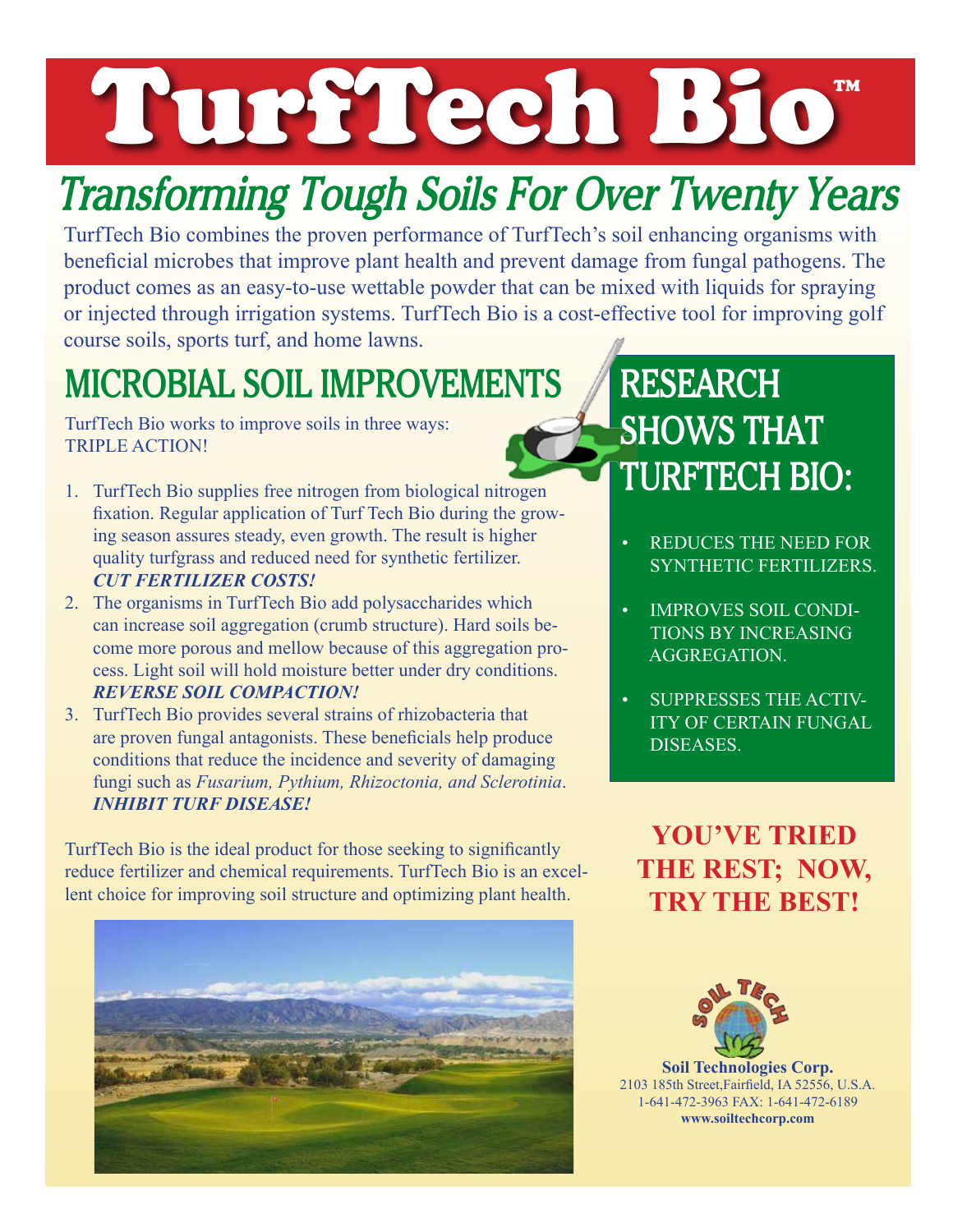# TurfTech Bio™

## Transforming Tough Soils For Over Twenty Years

TurfTech Bio combines the proven performance of TurfTech's soil enhancing organisms with beneficial microbes that improve plant health and prevent damage from fungal pathogens. The product comes as an easy-to-use wettable powder that can be mixed with liquids for spraying or injected through irrigation systems. TurfTech Bio is a cost-effective tool for improving golf course soils, sports turf, and home lawns.

## MICROBIAL SOIL IMPROVEMENTS

TurfTech Bio works to improve soils in three ways:
TRIPLE ACTION!

1. TurfTech Bio supplies free nitrogen from biological nitrogen fixation. Regular application of Turf Tech Bio during the growing season assures steady, even growth. The result is higher quality turfgrass and reduced need for synthetic fertilizer. ***CUT FERTILIZER COSTS!***
2. The organisms in TurfTech Bio add polysaccharides which can increase soil aggregation (crumb structure). Hard soils become more porous and mellow because of this aggregation process. Light soil will hold moisture better under dry conditions. ***REVERSE SOIL COMPACTION!***
3. TurfTech Bio provides several strains of rhizobacteria that are proven fungal antagonists. These beneficials help produce conditions that reduce the incidence and severity of damaging fungi such as *Fusarium, Pythium, Rhizoctonia, and Sclerotinia*. ***INHIBIT TURF DISEASE!***

TurfTech Bio is the ideal product for those seeking to significantly reduce fertilizer and chemical requirements. TurfTech Bio is an excellent choice for improving soil structure and optimizing plant health.

## RESEARCH SHOWS THAT TURFTECH BIO:

- REDUCES THE NEED FOR SYNTHETIC FERTILIZERS.
- IMPROVES SOIL CONDITIONS BY INCREASING AGGREGATION.
- SUPPRESSES THE ACTIVITY OF CERTAIN FUNGAL DISEASES.

**YOU'VE TRIED THE REST; NOW, TRY THE BEST!**

**Soil Technologies Corp.**
2103 185th Street,Fairfield, IA 52556, U.S.A.
1-641-472-3963 FAX: 1-641-472-6189
**www.soiltechcorp.com**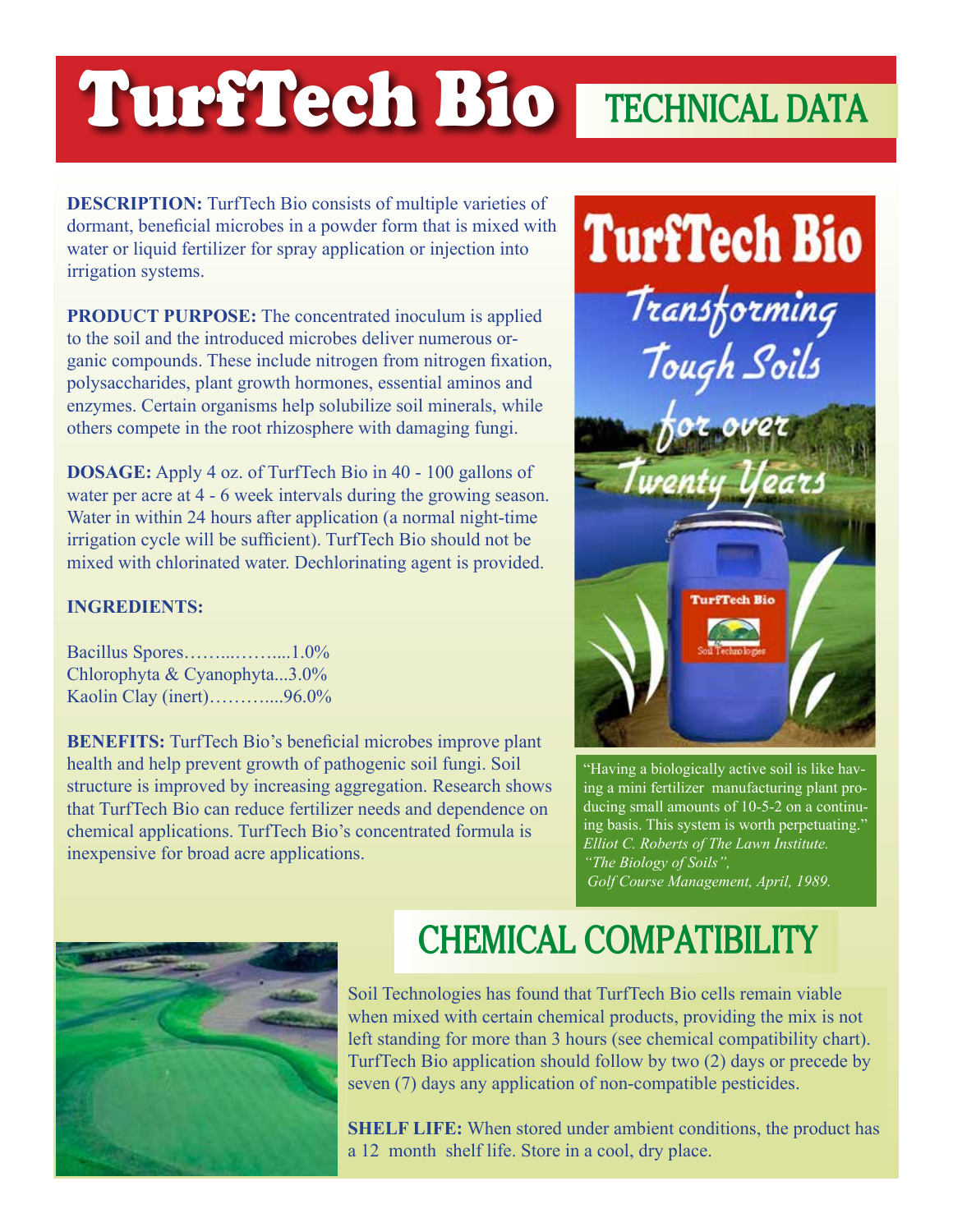# TurfTech Bio TECHNICAL DATA

**DESCRIPTION:** TurfTech Bio consists of multiple varieties of dormant, beneficial microbes in a powder form that is mixed with water or liquid fertilizer for spray application or injection into irrigation systems.

**PRODUCT PURPOSE:** The concentrated inoculum is applied to the soil and the introduced microbes deliver numerous organic compounds. These include nitrogen from nitrogen fixation, polysaccharides, plant growth hormones, essential aminos and enzymes. Certain organisms help solubilize soil minerals, while others compete in the root rhizosphere with damaging fungi.

**DOSAGE:** Apply 4 oz. of TurfTech Bio in 40 - 100 gallons of water per acre at 4 - 6 week intervals during the growing season. Water in within 24 hours after application (a normal night-time irrigation cycle will be sufficient). TurfTech Bio should not be mixed with chlorinated water. Dechlorinating agent is provided.

**INGREDIENTS:**

Bacillus Spores……...……....1.0%
Chlorophyta & Cyanophyta...3.0%
Kaolin Clay (inert)………....96.0%

**BENEFITS:** TurfTech Bio's beneficial microbes improve plant health and help prevent growth of pathogenic soil fungi. Soil structure is improved by increasing aggregation. Research shows that TurfTech Bio can reduce fertilizer needs and dependence on chemical applications. TurfTech Bio's concentrated formula is inexpensive for broad acre applications.

TurfTech Bio
Transforming Tough Soils for over Twenty Years

"Having a biologically active soil is like having a mini fertilizer manufacturing plant producing small amounts of 10-5-2 on a continuing basis. This system is worth perpetuating."
*Elliot C. Roberts of The Lawn Institute.*
*"The Biology of Soils",*
*Golf Course Management, April, 1989.*

## CHEMICAL COMPATIBILITY

Soil Technologies has found that TurfTech Bio cells remain viable when mixed with certain chemical products, providing the mix is not left standing for more than 3 hours (see chemical compatibility chart). TurfTech Bio application should follow by two (2) days or precede by seven (7) days any application of non-compatible pesticides.

**SHELF LIFE:** When stored under ambient conditions, the product has a 12 month shelf life. Store in a cool, dry place.